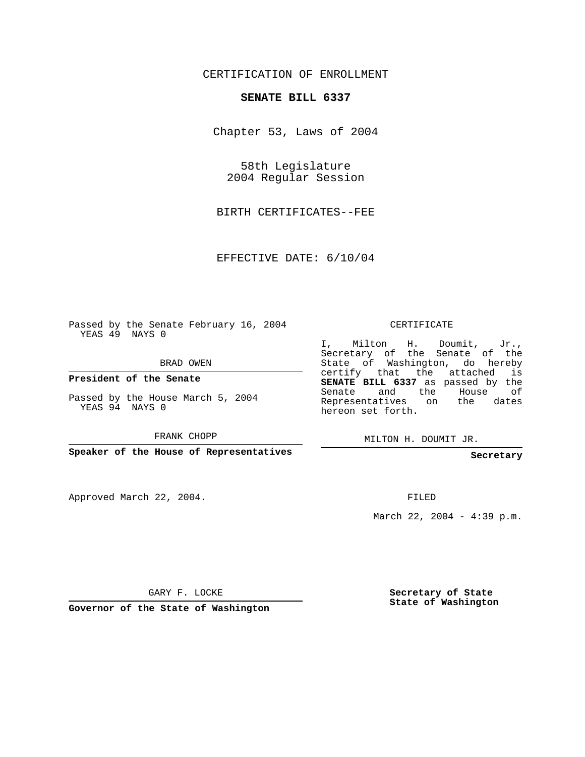CERTIFICATION OF ENROLLMENT

**SENATE BILL 6337**

Chapter 53, Laws of 2004

58th Legislature
2004 Regular Session

BIRTH CERTIFICATES--FEE

EFFECTIVE DATE: 6/10/04

Passed by the Senate February 16, 2004
YEAS 49 NAYS 0

BRAD OWEN

**President of the Senate**

Passed by the House March 5, 2004
YEAS 94 NAYS 0

FRANK CHOPP

**Speaker of the House of Representatives**

CERTIFICATE

I, Milton H. Doumit, Jr., Secretary of the Senate of the State of Washington, do hereby certify that the attached is **SENATE BILL 6337** as passed by the Senate and the House of Representatives on the dates hereon set forth.

MILTON H. DOUMIT JR.

**Secretary**

Approved March 22, 2004.

FILED

March 22, 2004 - 4:39 p.m.

GARY F. LOCKE

**Governor of the State of Washington**

**Secretary of State**
**State of Washington**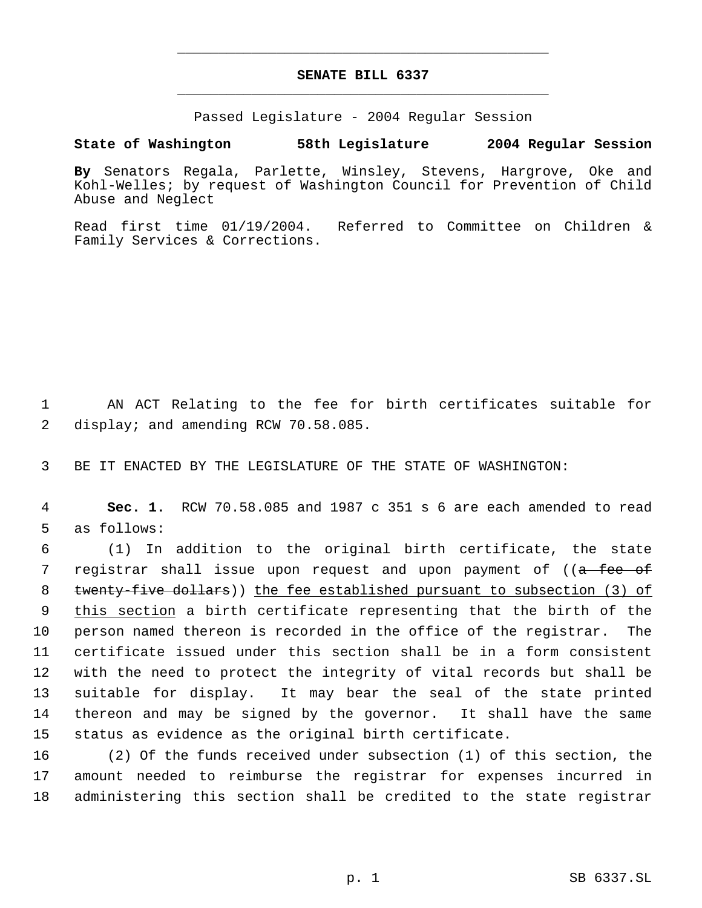# SENATE BILL 6337

Passed Legislature - 2004 Regular Session

**State of Washington 58th Legislature 2004 Regular Session**

**By** Senators Regala, Parlette, Winsley, Stevens, Hargrove, Oke and Kohl-Welles; by request of Washington Council for Prevention of Child Abuse and Neglect

Read first time 01/19/2004. Referred to Committee on Children & Family Services & Corrections.

AN ACT Relating to the fee for birth certificates suitable for display; and amending RCW 70.58.085.

BE IT ENACTED BY THE LEGISLATURE OF THE STATE OF WASHINGTON:

**Sec. 1.** RCW 70.58.085 and 1987 c 351 s 6 are each amended to read as follows:

(1) In addition to the original birth certificate, the state registrar shall issue upon request and upon payment of ((~~a fee of twenty-five dollars~~)) <u>the fee established pursuant to subsection (3) of this section</u> a birth certificate representing that the birth of the person named thereon is recorded in the office of the registrar. The certificate issued under this section shall be in a form consistent with the need to protect the integrity of vital records but shall be suitable for display. It may bear the seal of the state printed thereon and may be signed by the governor. It shall have the same status as evidence as the original birth certificate.

(2) Of the funds received under subsection (1) of this section, the amount needed to reimburse the registrar for expenses incurred in administering this section shall be credited to the state registrar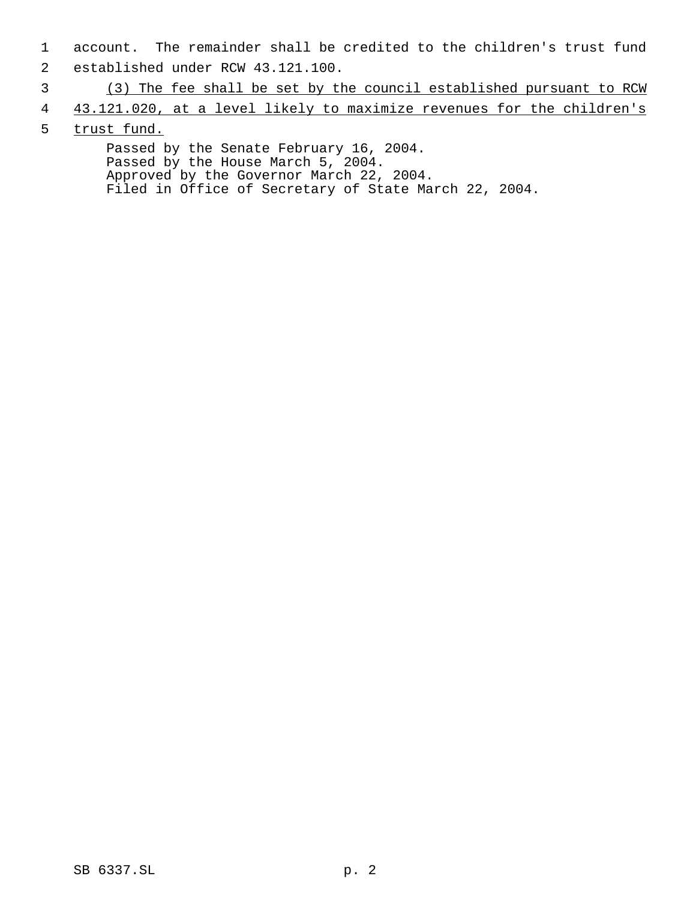account. The remainder shall be credited to the children's trust fund established under RCW 43.121.100.

(3) The fee shall be set by the council established pursuant to RCW 43.121.020, at a level likely to maximize revenues for the children's trust fund.

Passed by the Senate February 16, 2004.
Passed by the House March 5, 2004.
Approved by the Governor March 22, 2004.
Filed in Office of Secretary of State March 22, 2004.